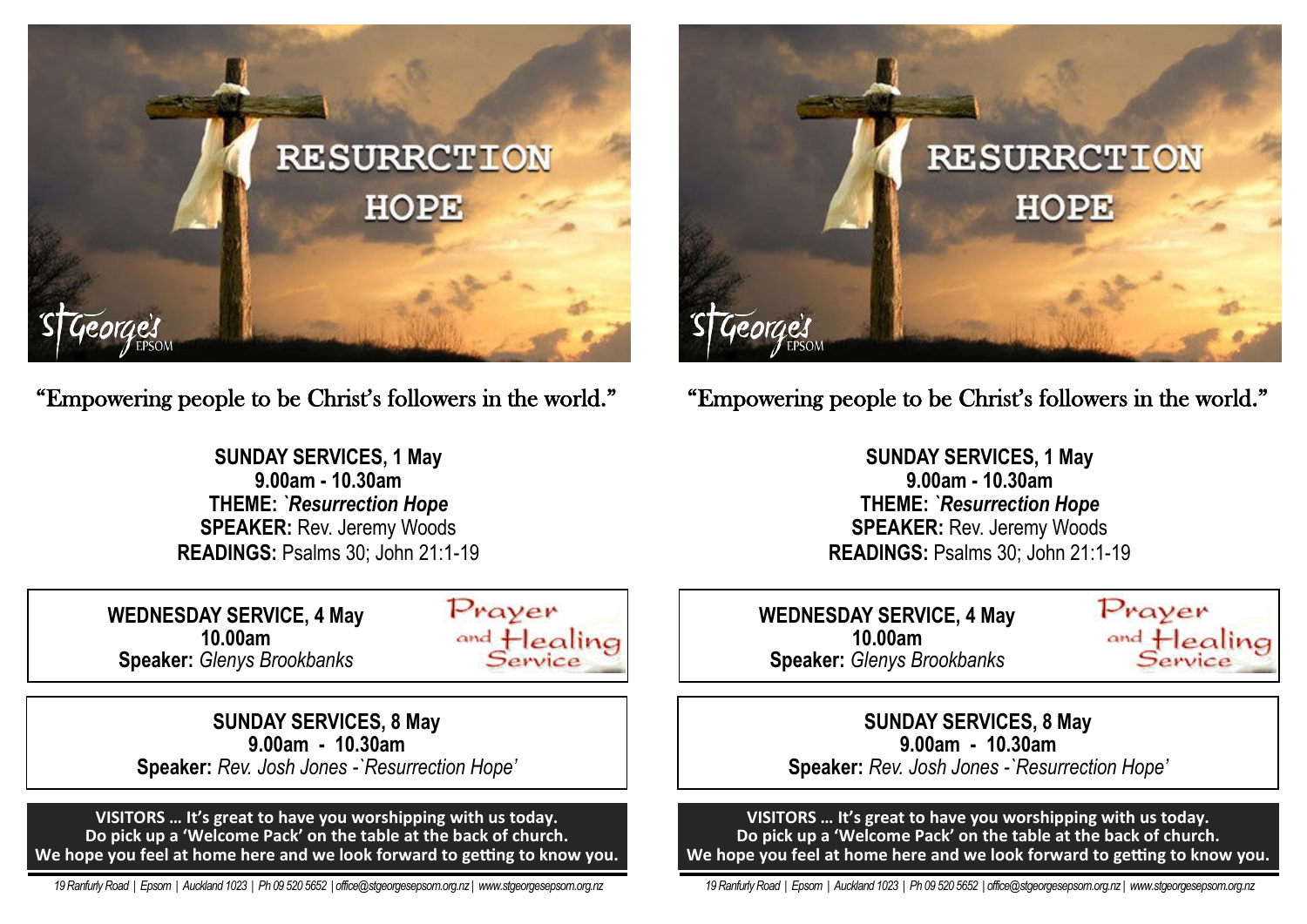RESURRCTION HOPE

St George's EPSOM

"Empowering people to be Christ's followers in the world."

**SUNDAY SERVICES, 1 May**
**9.00am - 10.30am**
**THEME:** ***`Resurrection Hope***
**SPEAKER:** Rev. Jeremy Woods
**READINGS:** Psalms 30; John 21:1-19

**WEDNESDAY SERVICE, 4 May**
**10.00am**
**Speaker:** *Glenys Brookbanks*

Prayer and Healing Service

**SUNDAY SERVICES, 8 May**
**9.00am - 10.30am**
**Speaker:** *Rev. Josh Jones -`Resurrection Hope'*

**VISITORS … It's great to have you worshipping with us today.**
**Do pick up a 'Welcome Pack' on the table at the back of church.**
**We hope you feel at home here and we look forward to getting to know you.**

*19 Ranfurly Road | Epsom | Auckland 1023 | Ph 09 520 5652 | office@stgeorgesepsom.org.nz | www.stgeorgesepsom.org.nz*

RESURRCTION HOPE

St George's EPSOM

"Empowering people to be Christ's followers in the world."

**SUNDAY SERVICES, 1 May**
**9.00am - 10.30am**
**THEME:** ***`Resurrection Hope***
**SPEAKER:** Rev. Jeremy Woods
**READINGS:** Psalms 30; John 21:1-19

**WEDNESDAY SERVICE, 4 May**
**10.00am**
**Speaker:** *Glenys Brookbanks*

Prayer and Healing Service

**SUNDAY SERVICES, 8 May**
**9.00am - 10.30am**
**Speaker:** *Rev. Josh Jones -`Resurrection Hope'*

**VISITORS … It's great to have you worshipping with us today.**
**Do pick up a 'Welcome Pack' on the table at the back of church.**
**We hope you feel at home here and we look forward to getting to know you.**

*19 Ranfurly Road | Epsom | Auckland 1023 | Ph 09 520 5652 | office@stgeorgesepsom.org.nz | www.stgeorgesepsom.org.nz*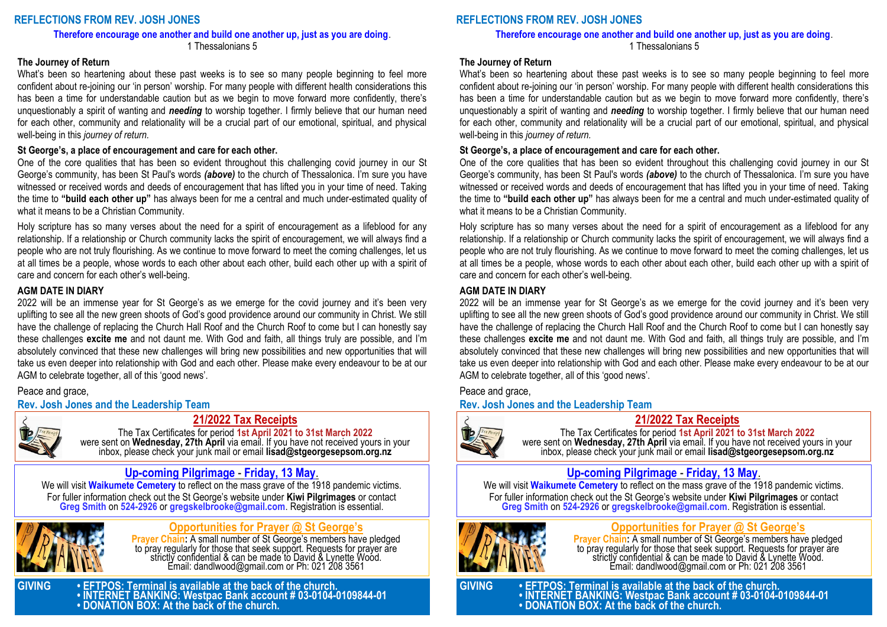## REFLECTIONS FROM REV. JOSH JONES

**Therefore encourage one another and build one another up, just as you are doing**.
1 Thessalonians 5

### The Journey of Return

What's been so heartening about these past weeks is to see so many people beginning to feel more confident about re-joining our 'in person' worship. For many people with different health considerations this has been a time for understandable caution but as we begin to move forward more confidently, there's unquestionably a spirit of wanting and ***needing*** to worship together. I firmly believe that our human need for each other, community and relationality will be a crucial part of our emotional, spiritual, and physical well-being in this *journey of return.*

### St George's, a place of encouragement and care for each other.

One of the core qualities that has been so evident throughout this challenging covid journey in our St George's community, has been St Paul's words ***(above)*** to the church of Thessalonica. I'm sure you have witnessed or received words and deeds of encouragement that has lifted you in your time of need. Taking the time to **"build each other up"** has always been for me a central and much under-estimated quality of what it means to be a Christian Community.

Holy scripture has so many verses about the need for a spirit of encouragement as a lifeblood for any relationship. If a relationship or Church community lacks the spirit of encouragement, we will always find a people who are not truly flourishing. As we continue to move forward to meet the coming challenges, let us at all times be a people, whose words to each other about each other, build each other up with a spirit of care and concern for each other's well-being.

### AGM DATE IN DIARY

2022 will be an immense year for St George's as we emerge for the covid journey and it's been very uplifting to see all the new green shoots of God's good providence around our community in Christ. We still have the challenge of replacing the Church Hall Roof and the Church Roof to come but I can honestly say these challenges **excite me** and not daunt me. With God and faith, all things truly are possible, and I'm absolutely convinced that these new challenges will bring new possibilities and new opportunities that will take us even deeper into relationship with God and each other. Please make every endeavour to be at our AGM to celebrate together, all of this 'good news'.

Peace and grace,

**Rev. Josh Jones and the Leadership Team**

## 21/2022 Tax Receipts

The Tax Certificates for period **1st April 2021 to 31st March 2022** were sent on **Wednesday, 27th April** via email. If you have not received yours in your inbox, please check your junk mail or email **lisad@stgeorgesepsom.org.nz**

## Up-coming Pilgrimage - Friday, 13 May.

We will visit **Waikumete Cemetery** to reflect on the mass grave of the 1918 pandemic victims. For fuller information check out the St George's website under **Kiwi Pilgrimages** or contact **Greg Smith** on **524-2926** or **gregskelbrooke@gmail.com**. Registration is essential.

## Opportunities for Prayer @ St George's

**Prayer Chain:** A small number of St George's members have pledged to pray regularly for those that seek support. Requests for prayer are strictly confidential & can be made to David & Lynette Wood. Email: dandlwood@gmail.com or Ph: 021 208 3561

**GIVING**

- **EFTPOS: Terminal is available at the back of the church.**
- **INTERNET BANKING: Westpac Bank account # 03-0104-0109844-01**
- **DONATION BOX: At the back of the church.**